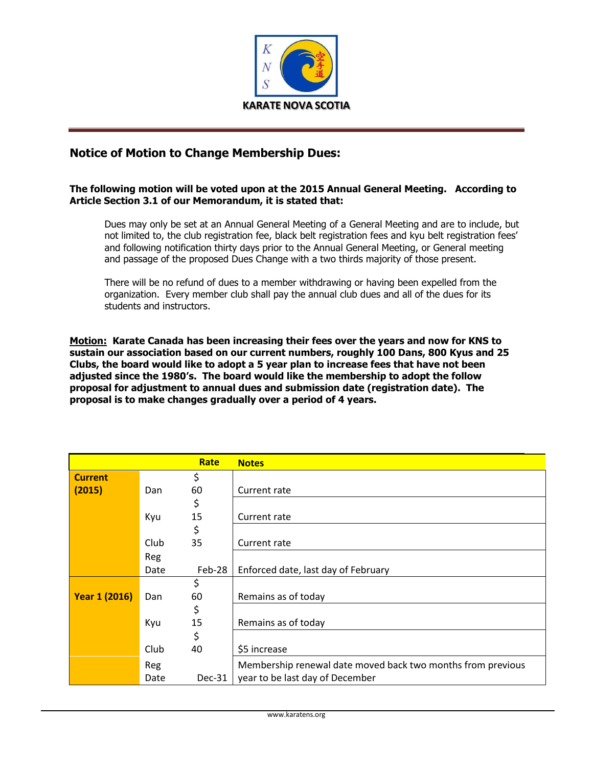KARATE NOVA SCOTIA

## Notice of Motion to Change Membership Dues:

**The following motion will be voted upon at the 2015 Annual General Meeting. According to Article Section 3.1 of our Memorandum, it is stated that:**

> Dues may only be set at an Annual General Meeting of a General Meeting and are to include, but not limited to, the club registration fee, black belt registration fees and kyu belt registration fees' and following notification thirty days prior to the Annual General Meeting, or General meeting and passage of the proposed Dues Change with a two thirds majority of those present.
>
> There will be no refund of dues to a member withdrawing or having been expelled from the organization. Every member club shall pay the annual club dues and all of the dues for its students and instructors.

**<u>Motion:</u> Karate Canada has been increasing their fees over the years and now for KNS to sustain our association based on our current numbers, roughly 100 Dans, 800 Kyus and 25 Clubs, the board would like to adopt a 5 year plan to increase fees that have not been adjusted since the 1980's. The board would like the membership to adopt the follow proposal for adjustment to annual dues and submission date (registration date). The proposal is to make changes gradually over a period of 4 years.**

| | | Rate | Notes |
|---|---|---|---|
| **Current (2015)** | Dan | $ 60 | Current rate |
| | Kyu | $ 15 | Current rate |
| | Club | $ 35 | Current rate |
| | Reg Date | Feb-28 | Enforced date, last day of February |
| **Year 1 (2016)** | Dan | $ 60 | Remains as of today |
| | Kyu | $ 15 | Remains as of today |
| | Club | $ 40 | $5 increase |
| | Reg Date | Dec-31 | Membership renewal date moved back two months from previous year to be last day of December |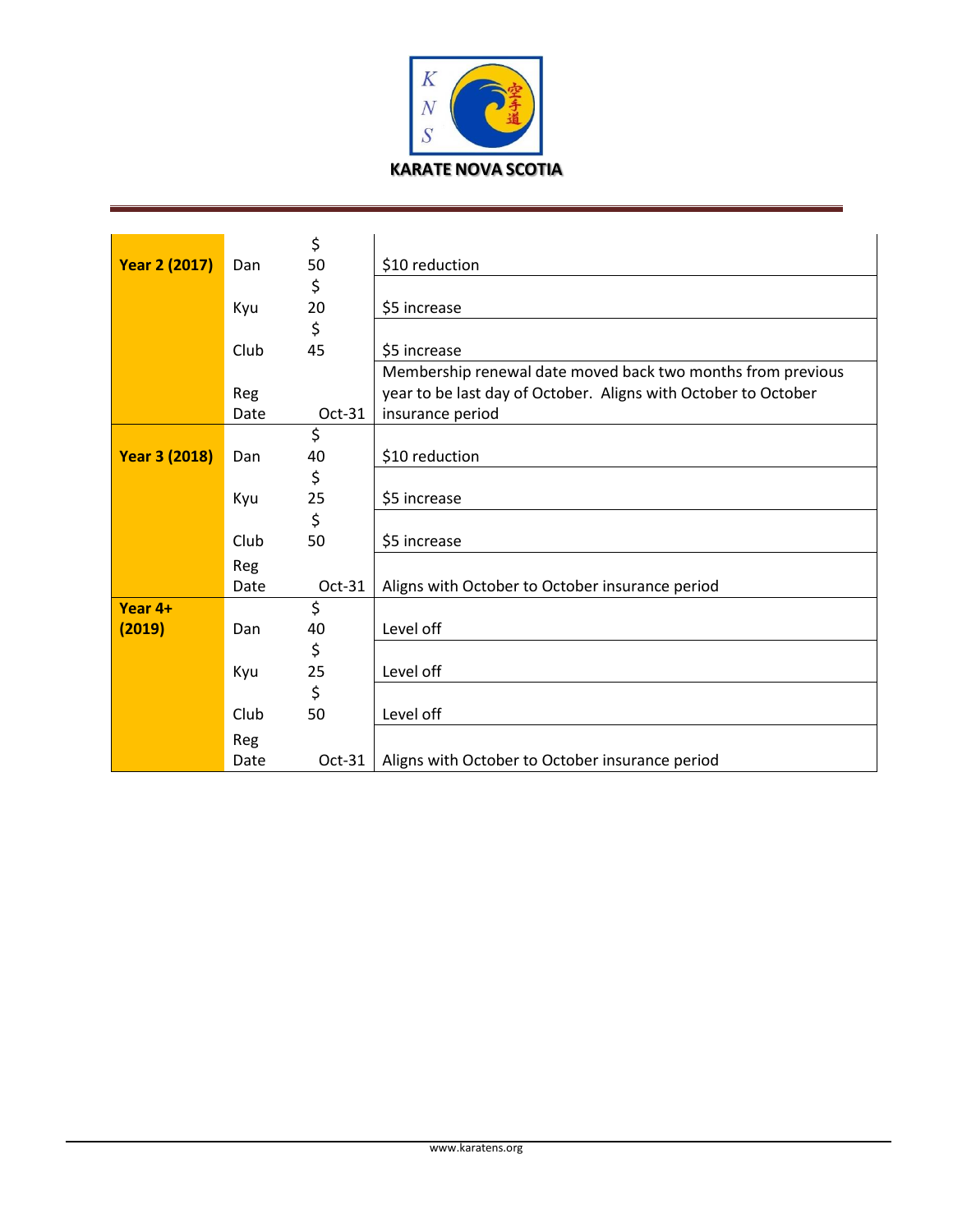**KARATE NOVA SCOTIA**

| | | | |
|---|---|---|---|
| **Year 2 (2017)** | Dan | $ 50 | $10 reduction |
| | Kyu | $ 20 | $5 increase |
| | Club | $ 45 | $5 increase |
| | Reg Date | Oct-31 | Membership renewal date moved back two months from previous year to be last day of October. Aligns with October to October insurance period |
| **Year 3 (2018)** | Dan | $ 40 | $10 reduction |
| | Kyu | $ 25 | $5 increase |
| | Club | $ 50 | $5 increase |
| | Reg Date | Oct-31 | Aligns with October to October insurance period |
| **Year 4+ (2019)** | Dan | $ 40 | Level off |
| | Kyu | $ 25 | Level off |
| | Club | $ 50 | Level off |
| | Reg Date | Oct-31 | Aligns with October to October insurance period |